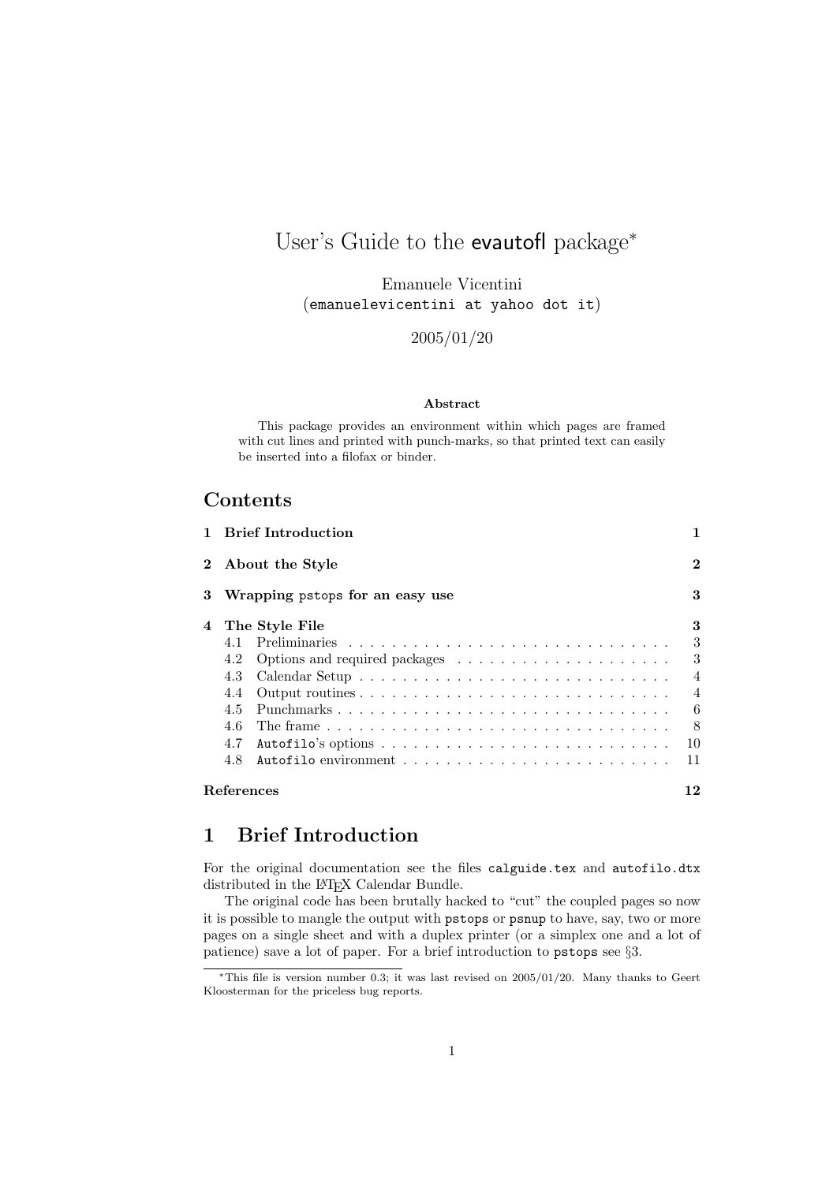# User's Guide to the evautofl package[*]

Emanuele Vicentini
(`emanuelevicentini at yahoo dot it`)

2005/01/20

**Abstract**

This package provides an environment within which pages are framed with cut lines and printed with punch-marks, so that printed text can easily be inserted into a filofax or binder.

## Contents

| | | |
|---|---|---|
| **1** | **Brief Introduction** | **1** |
| **2** | **About the Style** | **2** |
| **3** | **Wrapping pstops for an easy use** | **3** |
| **4** | **The Style File** | **3** |
| 4.1 | Preliminaries | 3 |
| 4.2 | Options and required packages | 3 |
| 4.3 | Calendar Setup | 4 |
| 4.4 | Output routines | 4 |
| 4.5 | Punchmarks | 6 |
| 4.6 | The frame | 8 |
| 4.7 | `Autofilo`'s options | 10 |
| 4.8 | `Autofilo` environment | 11 |
| | **References** | **12** |

## 1 Brief Introduction

For the original documentation see the files `calguide.tex` and `autofilo.dtx` distributed in the LaTeX Calendar Bundle.

The original code has been brutally hacked to "cut" the coupled pages so now it is possible to mangle the output with `pstops` or `psnup` to have, say, two or more pages on a single sheet and with a duplex printer (or a simplex one and a lot of patience) save a lot of paper. For a brief introduction to `pstops` see §3.

[*] This file is version number 0.3; it was last revised on 2005/01/20. Many thanks to Geert Kloosterman for the priceless bug reports.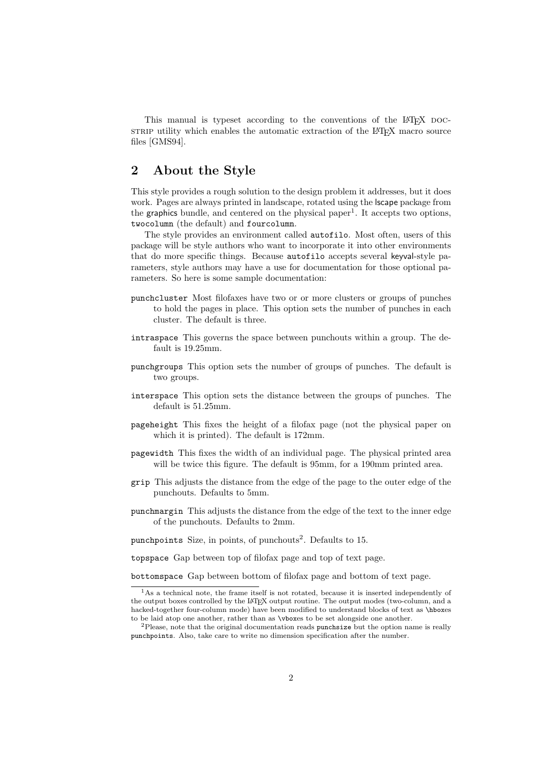This manual is typeset according to the conventions of the LaTeX DOCSTRIP utility which enables the automatic extraction of the LaTeX macro source files [GMS94].

## 2 About the Style

This style provides a rough solution to the design problem it addresses, but it does work. Pages are always printed in landscape, rotated using the lscape package from the graphics bundle, and centered on the physical paper[1]. It accepts two options, `twocolumn` (the default) and `fourcolumn`.

The style provides an environment called `autofilo`. Most often, users of this package will be style authors who want to incorporate it into other environments that do more specific things. Because `autofilo` accepts several keyval-style parameters, style authors may have a use for documentation for those optional parameters. So here is some sample documentation:

`punchcluster` Most filofaxes have two or or more clusters or groups of punches to hold the pages in place. This option sets the number of punches in each cluster. The default is three.

`intraspace` This governs the space between punchouts within a group. The default is 19.25mm.

`punchgroups` This option sets the number of groups of punches. The default is two groups.

`interspace` This option sets the distance between the groups of punches. The default is 51.25mm.

`pageheight` This fixes the height of a filofax page (not the physical paper on which it is printed). The default is 172mm.

`pagewidth` This fixes the width of an individual page. The physical printed area will be twice this figure. The default is 95mm, for a 190mm printed area.

`grip` This adjusts the distance from the edge of the page to the outer edge of the punchouts. Defaults to 5mm.

`punchmargin` This adjusts the distance from the edge of the text to the inner edge of the punchouts. Defaults to 2mm.

`punchpoints` Size, in points, of punchouts[2]. Defaults to 15.

`topspace` Gap between top of filofax page and top of text page.

`bottomspace` Gap between bottom of filofax page and bottom of text page.

---

[1] As a technical note, the frame itself is not rotated, because it is inserted independently of the output boxes controlled by the LaTeX output routine. The output modes (two-column, and a hacked-together four-column mode) have been modified to understand blocks of text as `\hbox`es to be laid atop one another, rather than as `\vbox`es to be set alongside one another.

[2] Please, note that the original documentation reads `punchsize` but the option name is really `punchpoints`. Also, take care to write no dimension specification after the number.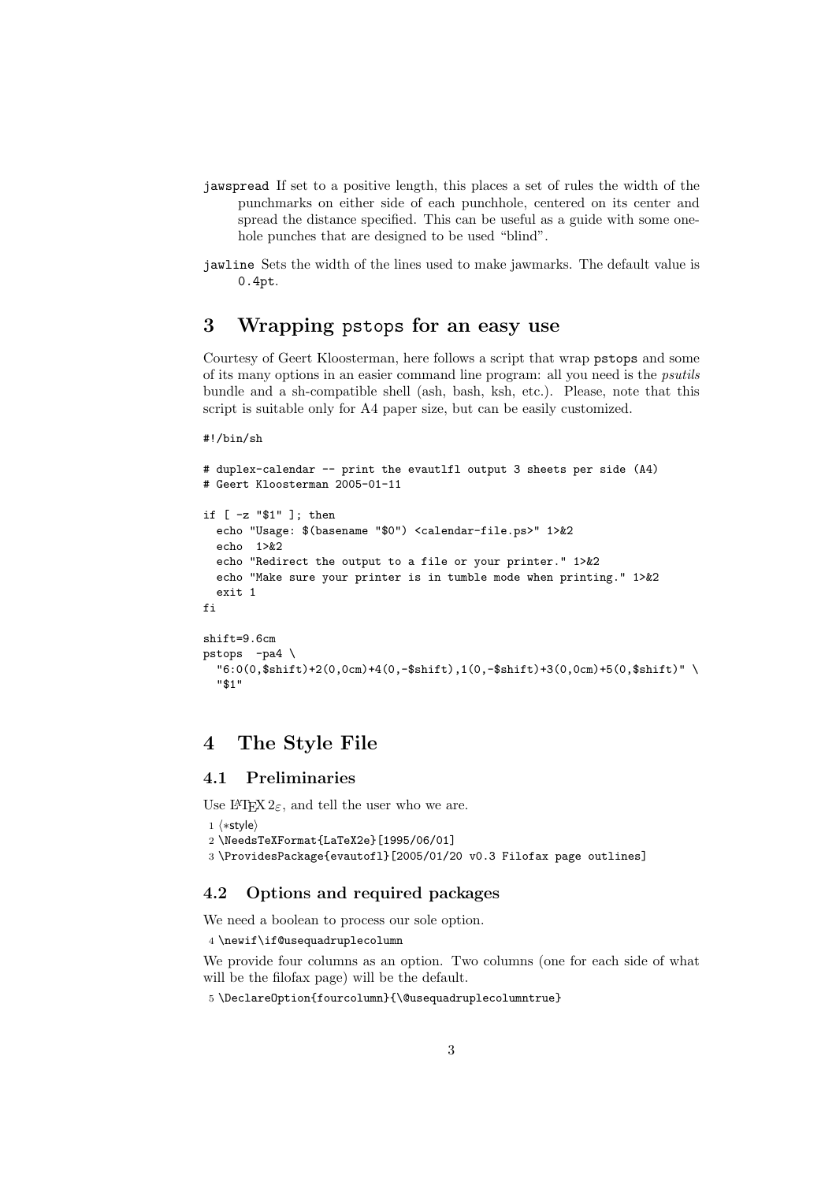jawspread If set to a positive length, this places a set of rules the width of the punchmarks on either side of each punchhole, centered on its center and spread the distance specified. This can be useful as a guide with some one-hole punches that are designed to be used "blind".

jawline Sets the width of the lines used to make jawmarks. The default value is 0.4pt.

## 3 Wrapping pstops for an easy use

Courtesy of Geert Kloosterman, here follows a script that wrap pstops and some of its many options in an easier command line program: all you need is the *psutils* bundle and a sh-compatible shell (ash, bash, ksh, etc.). Please, note that this script is suitable only for A4 paper size, but can be easily customized.

```
#!/bin/sh

# duplex-calendar -- print the evautlfl output 3 sheets per side (A4)
# Geert Kloosterman 2005-01-11

if [ -z "$1" ]; then
  echo "Usage: $(basename "$0") <calendar-file.ps>" 1>&2
  echo  1>&2
  echo "Redirect the output to a file or your printer." 1>&2
  echo "Make sure your printer is in tumble mode when printing." 1>&2
  exit 1
fi

shift=9.6cm
pstops  -pa4 \
  "6:0(0,$shift)+2(0,0cm)+4(0,-$shift),1(0,-$shift)+3(0,0cm)+5(0,$shift)" \
  "$1"
```

## 4 The Style File

### 4.1 Preliminaries

Use LaTeX $2_\varepsilon$, and tell the user who we are.

```
1 ⟨*style⟩
2 \NeedsTeXFormat{LaTeX2e}[1995/06/01]
3 \ProvidesPackage{evautofl}[2005/01/20 v0.3 Filofax page outlines]
```

### 4.2 Options and required packages

We need a boolean to process our sole option.

```
4 \newif\if@usequadruplecolumn
```

We provide four columns as an option. Two columns (one for each side of what will be the filofax page) will be the default.

```
5 \DeclareOption{fourcolumn}{\@usequadruplecolumntrue}
```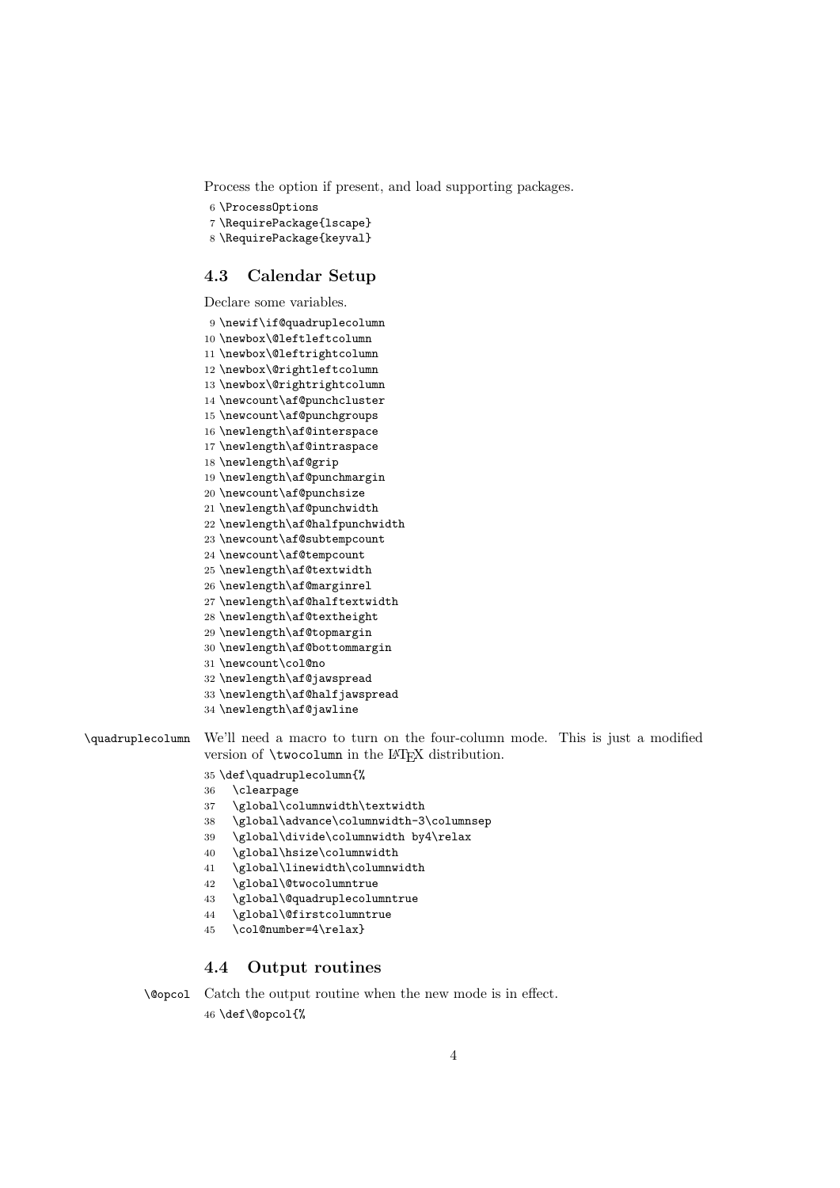Process the option if present, and load supporting packages.

```
6 \ProcessOptions
7 \RequirePackage{lscape}
8 \RequirePackage{keyval}
```

### 4.3 Calendar Setup

Declare some variables.

```
9 \newif\if@quadruplecolumn
10 \newbox\@leftleftcolumn
11 \newbox\@leftrightcolumn
12 \newbox\@rightleftcolumn
13 \newbox\@rightrightcolumn
14 \newcount\af@punchcluster
15 \newcount\af@punchgroups
16 \newlength\af@interspace
17 \newlength\af@intraspace
18 \newlength\af@grip
19 \newlength\af@punchmargin
20 \newcount\af@punchsize
21 \newlength\af@punchwidth
22 \newlength\af@halfpunchwidth
23 \newcount\af@subtempcount
24 \newcount\af@tempcount
25 \newlength\af@textwidth
26 \newlength\af@marginrel
27 \newlength\af@halftextwidth
28 \newlength\af@textheight
29 \newlength\af@topmargin
30 \newlength\af@bottommargin
31 \newcount\col@no
32 \newlength\af@jawspread
33 \newlength\af@halfjawspread
34 \newlength\af@jawline
```

\quadruplecolumn We'll need a macro to turn on the four-column mode. This is just a modified version of \twocolumn in the LaTeX distribution.

```
35 \def\quadruplecolumn{%
36   \clearpage
37   \global\columnwidth\textwidth
38   \global\advance\columnwidth-3\columnsep
39   \global\divide\columnwidth by4\relax
40   \global\hsize\columnwidth
41   \global\linewidth\columnwidth
42   \global\@twocolumntrue
43   \global\@quadruplecolumntrue
44   \global\@firstcolumntrue
45   \col@number=4\relax}
```

### 4.4 Output routines

\@opcol Catch the output routine when the new mode is in effect.

```
46 \def\@opcol{%
```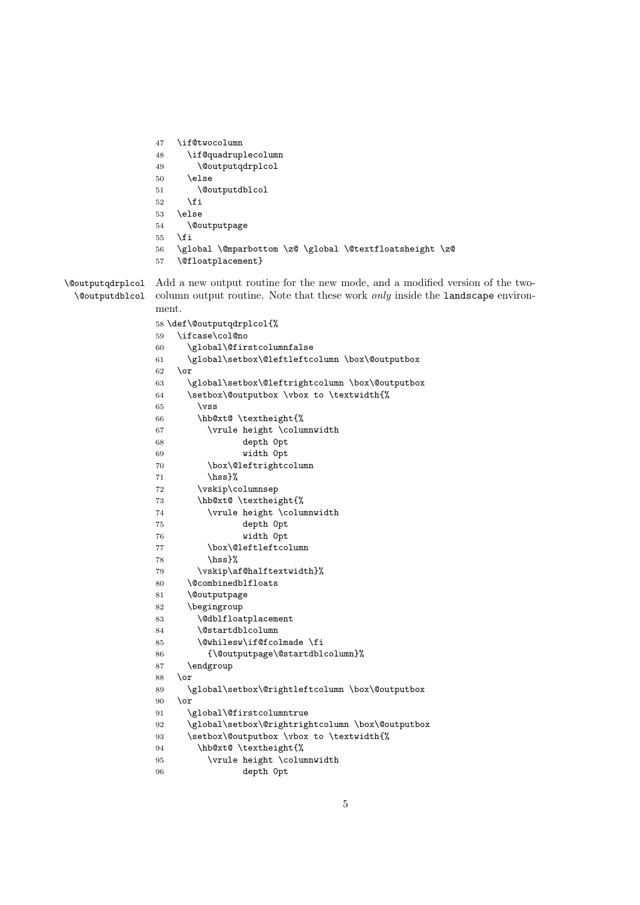```
47   \if@twocolumn
48     \if@quadruplecolumn
49       \@outputqdrplcol
50     \else
51       \@outputdblcol
52     \fi
53   \else
54     \@outputpage
55   \fi
56   \global \@mparbottom \z@ \global \@textfloatsheight \z@
57   \@floatplacement}
```

`\@outputqdrplcol` `\@outputdblcol` Add a new output routine for the new mode, and a modified version of the two-column output routine. Note that these work *only* inside the `landscape` environment.

```
58 \def\@outputqdrplcol{%
59   \ifcase\col@no
60     \global\@firstcolumnfalse
61     \global\setbox\@leftleftcolumn \box\@outputbox
62   \or
63     \global\setbox\@leftrightcolumn \box\@outputbox
64     \setbox\@outputbox \vbox to \textwidth{%
65       \vss
66       \hb@xt@ \textheight{%
67         \vrule height \columnwidth
68                depth 0pt
69                width 0pt
70         \box\@leftrightcolumn
71         \hss}%
72       \vskip\columnsep
73       \hb@xt@ \textheight{%
74         \vrule height \columnwidth
75                depth 0pt
76                width 0pt
77         \box\@leftleftcolumn
78         \hss}%
79       \vskip\af@halftextwidth}%
80     \@combinedblfloats
81     \@outputpage
82     \begingroup
83       \@dblfloatplacement
84       \@startdblcolumn
85       \@whilesw\if@fcolmade \fi
86         {\@outputpage\@startdblcolumn}%
87     \endgroup
88   \or
89     \global\setbox\@rightleftcolumn \box\@outputbox
90   \or
91     \global\@firstcolumntrue
92     \global\setbox\@rightrightcolumn \box\@outputbox
93     \setbox\@outputbox \vbox to \textwidth{%
94       \hb@xt@ \textheight{%
95         \vrule height \columnwidth
96                depth 0pt
```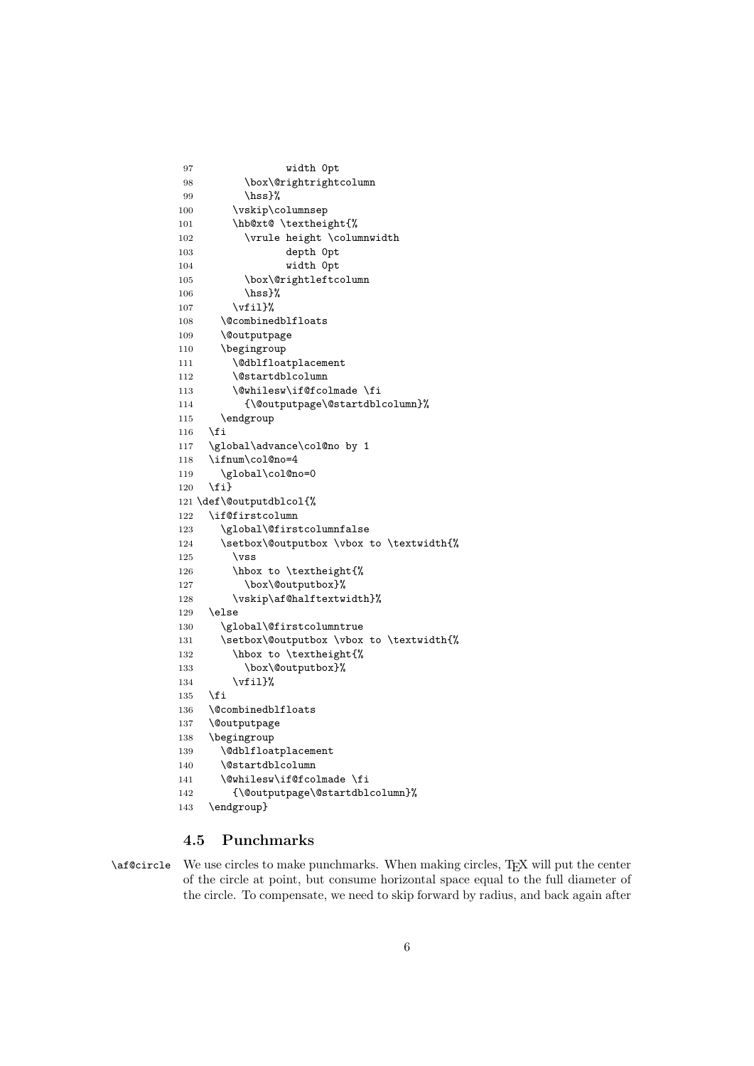```
97              width 0pt
98        \box\@rightrightcolumn
99        \hss}%
100       \vskip\columnsep
101       \hb@xt@ \textheight{%
102         \vrule height \columnwidth
103               depth 0pt
104               width 0pt
105         \box\@rightleftcolumn
106         \hss}%
107       \vfil}%
108     \@combinedblfloats
109     \@outputpage
110     \begingroup
111       \@dblfloatplacement
112       \@startdblcolumn
113       \@whilesw\if@fcolmade \fi
114         {\@outputpage\@startdblcolumn}%
115     \endgroup
116   \fi
117   \global\advance\col@no by 1
118   \ifnum\col@no=4
119     \global\col@no=0
120   \fi}
121 \def\@outputdblcol{%
122   \if@firstcolumn
123     \global\@firstcolumnfalse
124     \setbox\@outputbox \vbox to \textwidth{%
125       \vss
126       \hbox to \textheight{%
127         \box\@outputbox}%
128       \vskip\af@halftextwidth}%
129   \else
130     \global\@firstcolumntrue
131     \setbox\@outputbox \vbox to \textwidth{%
132       \hbox to \textheight{%
133         \box\@outputbox}%
134       \vfil}%
135   \fi
136   \@combinedblfloats
137   \@outputpage
138   \begingroup
139     \@dblfloatplacement
140     \@startdblcolumn
141     \@whilesw\if@fcolmade \fi
142       {\@outputpage\@startdblcolumn}%
143   \endgroup}
```

### 4.5 Punchmarks

`\af@circle` We use circles to make punchmarks. When making circles, TeX will put the center of the circle at point, but consume horizontal space equal to the full diameter of the circle. To compensate, we need to skip forward by radius, and back again after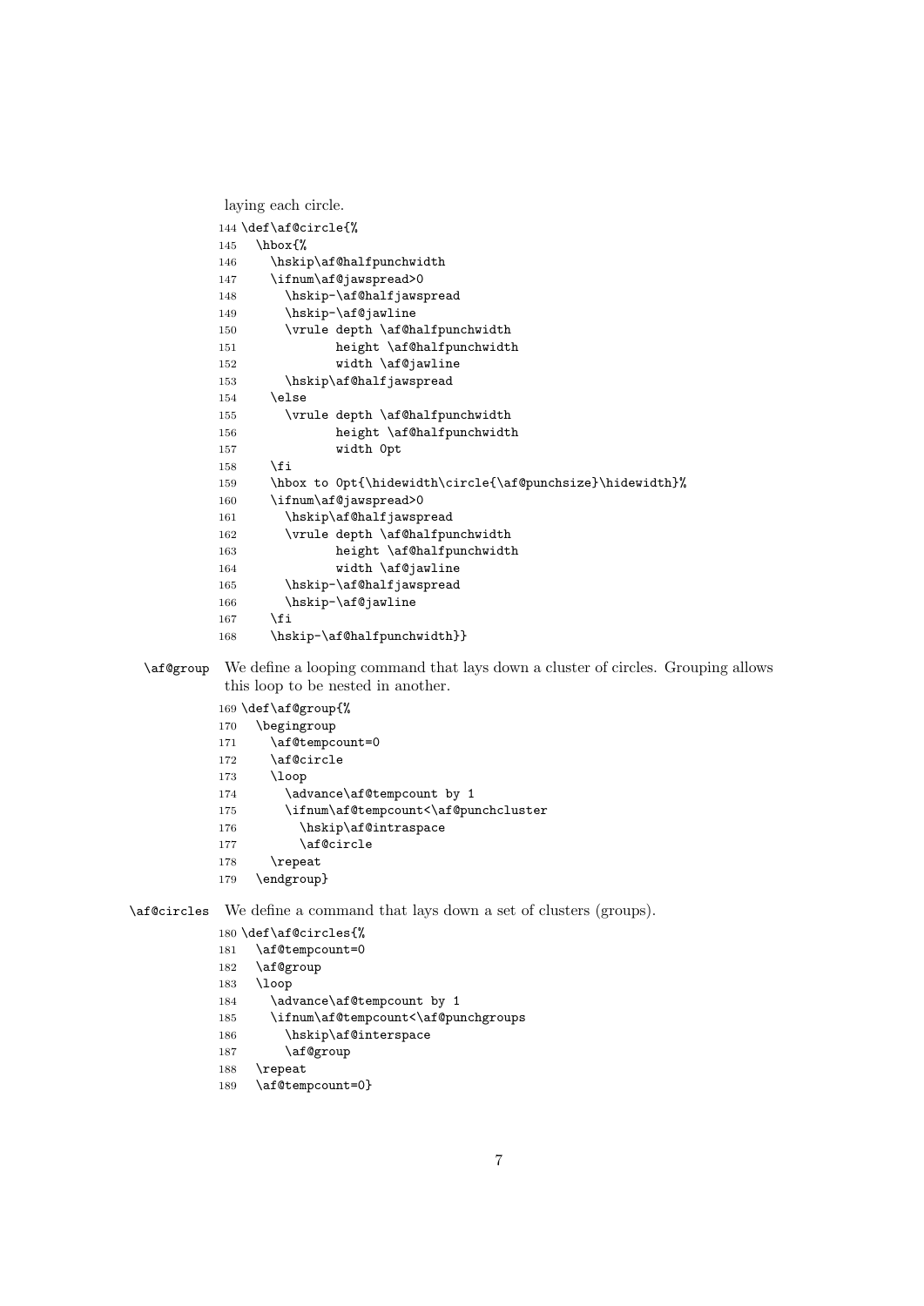laying each circle.

```
144 \def\af@circle{%
145   \hbox{%
146     \hskip\af@halfpunchwidth
147     \ifnum\af@jawspread>0
148       \hskip-\af@halfjawspread
149       \hskip-\af@jawline
150       \vrule depth \af@halfpunchwidth
151              height \af@halfpunchwidth
152              width \af@jawline
153       \hskip\af@halfjawspread
154     \else
155       \vrule depth \af@halfpunchwidth
156              height \af@halfpunchwidth
157              width 0pt
158     \fi
159     \hbox to 0pt{\hidewidth\circle{\af@punchsize}\hidewidth}%
160     \ifnum\af@jawspread>0
161       \hskip\af@halfjawspread
162       \vrule depth \af@halfpunchwidth
163              height \af@halfpunchwidth
164              width \af@jawline
165       \hskip-\af@halfjawspread
166       \hskip-\af@jawline
167     \fi
168     \hskip-\af@halfpunchwidth}}
```

`\af@group` We define a looping command that lays down a cluster of circles. Grouping allows this loop to be nested in another.

```
169 \def\af@group{%
170   \begingroup
171     \af@tempcount=0
172     \af@circle
173     \loop
174       \advance\af@tempcount by 1
175       \ifnum\af@tempcount<\af@punchcluster
176         \hskip\af@intraspace
177         \af@circle
178     \repeat
179   \endgroup}
```

`\af@circles` We define a command that lays down a set of clusters (groups).

```
180 \def\af@circles{%
181   \af@tempcount=0
182   \af@group
183   \loop
184     \advance\af@tempcount by 1
185     \ifnum\af@tempcount<\af@punchgroups
186       \hskip\af@interspace
187       \af@group
188   \repeat
189   \af@tempcount=0}
```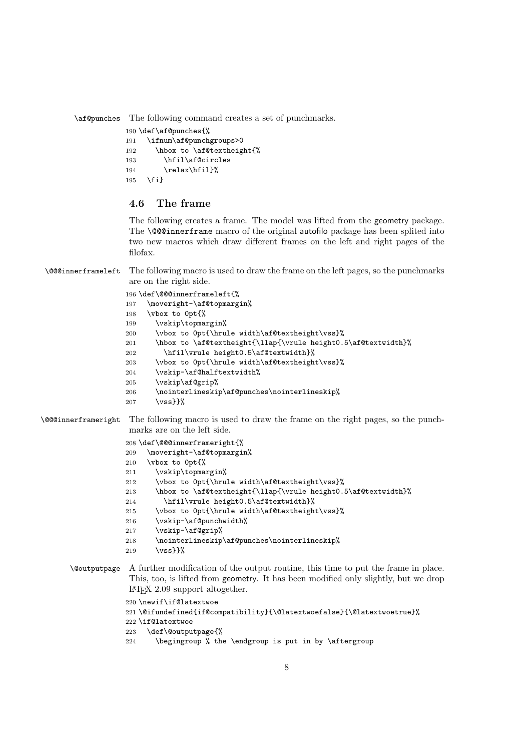\af@punches The following command creates a set of punchmarks.

```
190 \def\af@punches{%
191   \ifnum\af@punchgroups>0
192     \hbox to \af@textheight{%
193       \hfil\af@circles
194       \relax\hfil}%
195   \fi}
```

## 4.6 The frame

The following creates a frame. The model was lifted from the geometry package. The \@@@innerframe macro of the original autofilo package has been splited into two new macros which draw different frames on the left and right pages of the filofax.

\@@@innerframeleft The following macro is used to draw the frame on the left pages, so the punchmarks are on the right side.

```
196 \def\@@@innerframeleft{%
197   \moveright-\af@topmargin%
198   \vbox to 0pt{%
199     \vskip\topmargin%
200     \vbox to 0pt{\hrule width\af@textheight\vss}%
201     \hbox to \af@textheight{\llap{\vrule height0.5\af@textwidth}%
202       \hfil\vrule height0.5\af@textwidth}%
203     \vbox to 0pt{\hrule width\af@textheight\vss}%
204     \vskip-\af@halftextwidth%
205     \vskip\af@grip%
206     \nointerlineskip\af@punches\nointerlineskip%
207     \vss}}%
```

\@@@innerframeright The following macro is used to draw the frame on the right pages, so the punchmarks are on the left side.

```
208 \def\@@@innerframeright{%
209   \moveright-\af@topmargin%
210   \vbox to 0pt{%
211     \vskip\topmargin%
212     \vbox to 0pt{\hrule width\af@textheight\vss}%
213     \hbox to \af@textheight{\llap{\vrule height0.5\af@textwidth}%
214       \hfil\vrule height0.5\af@textwidth}%
215     \vbox to 0pt{\hrule width\af@textheight\vss}%
216     \vskip-\af@punchwidth%
217     \vskip-\af@grip%
218     \nointerlineskip\af@punches\nointerlineskip%
219     \vss}}%
```

\@outputpage A further modification of the output routine, this time to put the frame in place. This, too, is lifted from geometry. It has been modified only slightly, but we drop LaTeX 2.09 support altogether.

```
220 \newif\if@latextwoe
221 \@ifundefined{if@compatibility}{\@latextwoefalse}{\@latextwoetrue}%
222 \if@latextwoe
223   \def\@outputpage{%
224     \begingroup % the \endgroup is put in by \aftergroup
```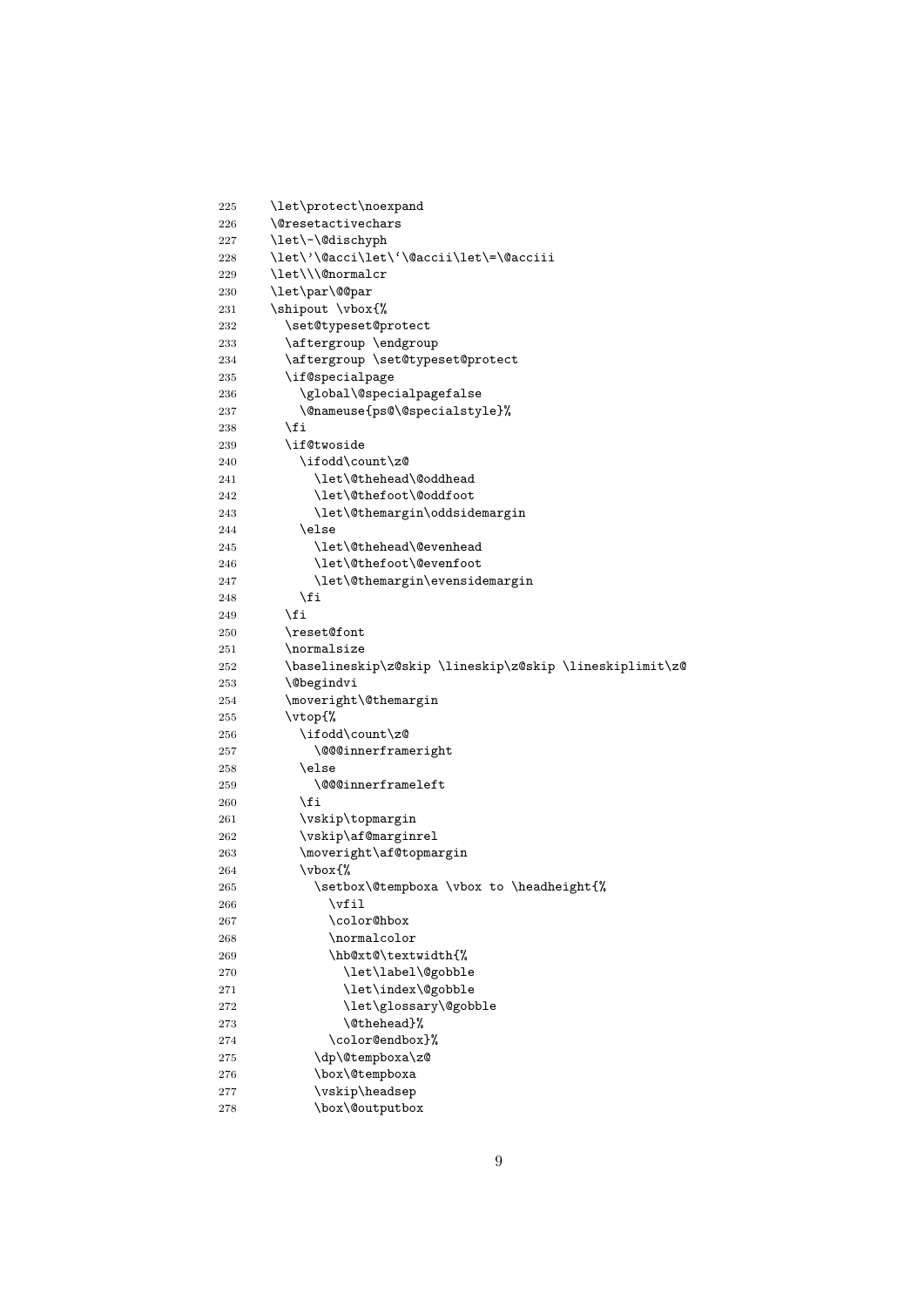```
225   \let\protect\noexpand
226   \@resetactivechars
227   \let\-\@dischyph
228   \let\'\@acci\let\`\@accii\let\=\@acciii
229   \let\\\@normalcr
230   \let\par\@@par
231   \shipout \vbox{%
232     \set@typeset@protect
233     \aftergroup \endgroup
234     \aftergroup \set@typeset@protect
235     \if@specialpage
236       \global\@specialpagefalse
237       \@nameuse{ps@\@specialstyle}%
238     \fi
239     \if@twoside
240       \ifodd\count\z@
241         \let\@thehead\@oddhead
242         \let\@thefoot\@oddfoot
243         \let\@themargin\oddsidemargin
244       \else
245         \let\@thehead\@evenhead
246         \let\@thefoot\@evenfoot
247         \let\@themargin\evensidemargin
248       \fi
249     \fi
250     \reset@font
251     \normalsize
252     \baselineskip\z@skip \lineskip\z@skip \lineskiplimit\z@
253     \@begindvi
254     \moveright\@themargin
255     \vtop{%
256       \ifodd\count\z@
257         \@@@innerframeright
258       \else
259         \@@@innerframeleft
260       \fi
261       \vskip\topmargin
262       \vskip\af@marginrel
263       \moveright\af@topmargin
264       \vbox{%
265         \setbox\@tempboxa \vbox to \headheight{%
266           \vfil
267           \color@hbox
268           \normalcolor
269           \hb@xt@\textwidth{%
270             \let\label\@gobble
271             \let\index\@gobble
272             \let\glossary\@gobble
273             \@thehead}%
274           \color@endbox}%
275         \dp\@tempboxa\z@
276         \box\@tempboxa
277         \vskip\headsep
278         \box\@outputbox
```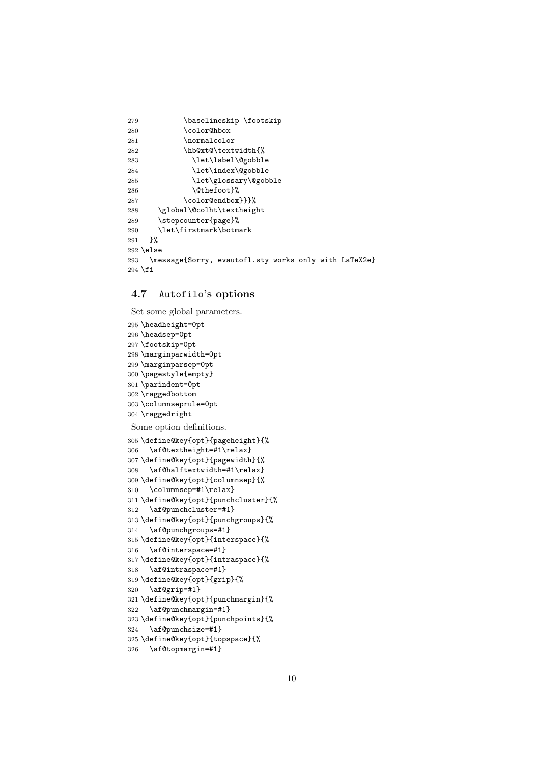```
279           \baselineskip \footskip
280           \color@hbox
281           \normalcolor
282           \hb@xt@\textwidth{%
283             \let\label\@gobble
284             \let\index\@gobble
285             \let\glossary\@gobble
286             \@thefoot}%
287           \color@endbox}}}%
288     \global\@colht\textheight
289     \stepcounter{page}%
290     \let\firstmark\botmark
291   }%
292 \else
293   \message{Sorry, evautofl.sty works only with LaTeX2e}
294 \fi
```

### 4.7 Autofilo's options

Set some global parameters.

```
295 \headheight=0pt
296 \headsep=0pt
297 \footskip=0pt
298 \marginparwidth=0pt
299 \marginparsep=0pt
300 \pagestyle{empty}
301 \parindent=0pt
302 \raggedbottom
303 \columnseprule=0pt
304 \raggedright
```

Some option definitions.

```
305 \define@key{opt}{pageheight}{%
306   \af@textheight=#1\relax}
307 \define@key{opt}{pagewidth}{%
308   \af@halftextwidth=#1\relax}
309 \define@key{opt}{columnsep}{%
310   \columnsep=#1\relax}
311 \define@key{opt}{punchcluster}{%
312   \af@punchcluster=#1}
313 \define@key{opt}{punchgroups}{%
314   \af@punchgroups=#1}
315 \define@key{opt}{interspace}{%
316   \af@interspace=#1}
317 \define@key{opt}{intraspace}{%
318   \af@intraspace=#1}
319 \define@key{opt}{grip}{%
320   \af@grip=#1}
321 \define@key{opt}{punchmargin}{%
322   \af@punchmargin=#1}
323 \define@key{opt}{punchpoints}{%
324   \af@punchsize=#1}
325 \define@key{opt}{topspace}{%
326   \af@topmargin=#1}
```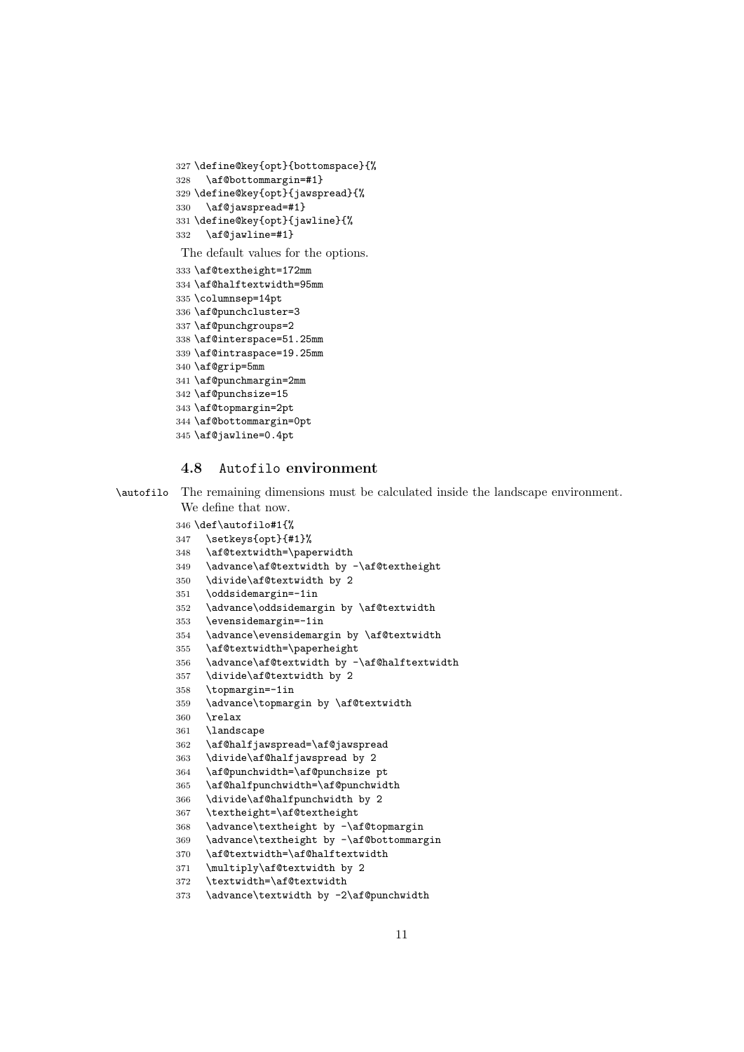```
327 \define@key{opt}{bottomspace}{%
328   \af@bottommargin=#1}
329 \define@key{opt}{jawspread}{%
330   \af@jawspread=#1}
331 \define@key{opt}{jawline}{%
332   \af@jawline=#1}
```

The default values for the options.

```
333 \af@textheight=172mm
334 \af@halftextwidth=95mm
335 \columnsep=14pt
336 \af@punchcluster=3
337 \af@punchgroups=2
338 \af@interspace=51.25mm
339 \af@intraspace=19.25mm
340 \af@grip=5mm
341 \af@punchmargin=2mm
342 \af@punchsize=15
343 \af@topmargin=2pt
344 \af@bottommargin=0pt
345 \af@jawline=0.4pt
```

### 4.8 Autofilo environment

\autofilo The remaining dimensions must be calculated inside the landscape environment. We define that now.

```
346 \def\autofilo#1{%
347   \setkeys{opt}{#1}%
348   \af@textwidth=\paperwidth
349   \advance\af@textwidth by -\af@textheight
350   \divide\af@textwidth by 2
351   \oddsidemargin=-1in
352   \advance\oddsidemargin by \af@textwidth
353   \evensidemargin=-1in
354   \advance\evensidemargin by \af@textwidth
355   \af@textwidth=\paperheight
356   \advance\af@textwidth by -\af@halftextwidth
357   \divide\af@textwidth by 2
358   \topmargin=-1in
359   \advance\topmargin by \af@textwidth
360   \relax
361   \landscape
362   \af@halfjawspread=\af@jawspread
363   \divide\af@halfjawspread by 2
364   \af@punchwidth=\af@punchsize pt
365   \af@halfpunchwidth=\af@punchwidth
366   \divide\af@halfpunchwidth by 2
367   \textheight=\af@textheight
368   \advance\textheight by -\af@topmargin
369   \advance\textheight by -\af@bottommargin
370   \af@textwidth=\af@halftextwidth
371   \multiply\af@textwidth by 2
372   \textwidth=\af@textwidth
373   \advance\textwidth by -2\af@punchwidth
```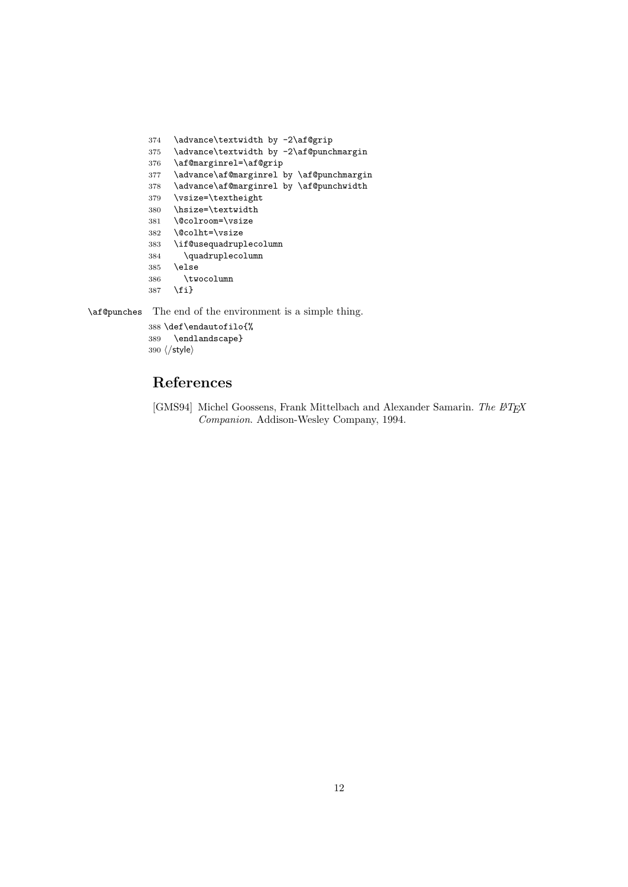```
374   \advance\textwidth by -2\af@grip
375   \advance\textwidth by -2\af@punchmargin
376   \af@marginrel=\af@grip
377   \advance\af@marginrel by \af@punchmargin
378   \advance\af@marginrel by \af@punchwidth
379   \vsize=\textheight
380   \hsize=\textwidth
381   \@colroom=\vsize
382   \@colht=\vsize
383   \if@usequadruplecolumn
384     \quadruplecolumn
385   \else
386     \twocolumn
387   \fi}
```

`\af@punches` The end of the environment is a simple thing.

```
388 \def\endautofilo{%
389   \endlandscape}
390 ⟨/style⟩
```

## References

[GMS94] Michel Goossens, Frank Mittelbach and Alexander Samarin. *The LaTeX Companion*. Addison-Wesley Company, 1994.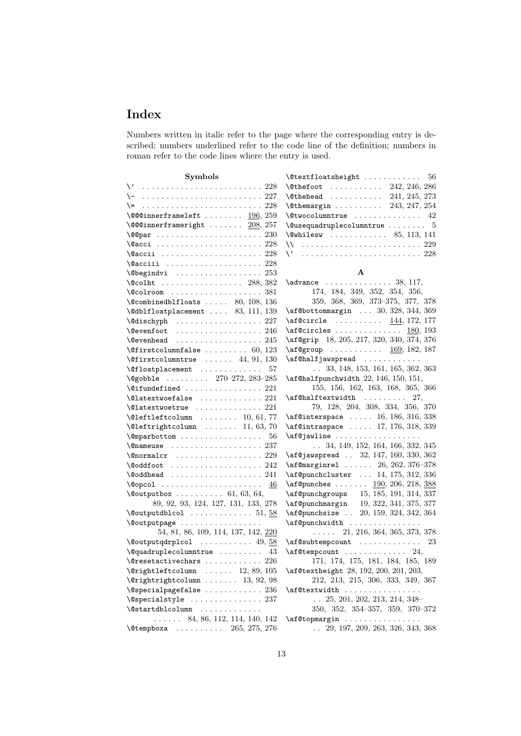# Index

Numbers written in italic refer to the page where the corresponding entry is described; numbers underlined refer to the code line of the definition; numbers in roman refer to the code lines where the entry is used.

**Symbols**

- `\'` . . . . . . . . 228
- `\-` . . . . . . . . 227
- `\=` . . . . . . . . 228
- `\@@@innerframeleft` . . . . . . . . 196, 259
- `\@@@innerframeright` . . . . . . . . 208, 257
- `\@@par` . . . . . . . . 230
- `\@acci` . . . . . . . . 228
- `\@accii` . . . . . . . . 228
- `\@acciii` . . . . . . . . 228
- `\@begindvi` . . . . . . . . 253
- `\@colht` . . . . . . . . 288, 382
- `\@colroom` . . . . . . . . 381
- `\@combinedblfloats` . . . . . . . . 80, 108, 136
- `\@dblfloatplacement` . . . . . . . . 83, 111, 139
- `\@dischyph` . . . . . . . . 227
- `\@evenfoot` . . . . . . . . 246
- `\@evenhead` . . . . . . . . 245
- `\@firstcolumnfalse` . . . . . . . . 60, 123
- `\@firstcolumntrue` . . . . . . . . 44, 91, 130
- `\@floatplacement` . . . . . . . . 57
- `\@gobble` . . . . . . . . 270–272, 283–285
- `\@ifundefined` . . . . . . . . 221
- `\@latextwoefalse` . . . . . . . . 221
- `\@latextwoetrue` . . . . . . . . 221
- `\@leftleftcolumn` . . . . . . . . 10, 61, 77
- `\@leftrightcolumn` . . . . . . . . 11, 63, 70
- `\@mparbottom` . . . . . . . . 56
- `\@nameuse` . . . . . . . . 237
- `\@normalcr` . . . . . . . . 229
- `\@oddfoot` . . . . . . . . 242
- `\@oddhead` . . . . . . . . 241
- `\@opcol` . . . . . . . . 46
- `\@outputbox` . . . . . . . . 61, 63, 64, 89, 92, 93, 124, 127, 131, 133, 278
- `\@outputdblcol` . . . . . . . . 51, 58
- `\@outputpage` . . . . . . . . 54, 81, 86, 109, 114, 137, 142, 220
- `\@outputqdrplcol` . . . . . . . . 49, 58
- `\@quadruplecolumntrue` . . . . . . . . 43
- `\@resetactivechars` . . . . . . . . 226
- `\@rightleftcolumn` . . . . . . . . 12, 89, 105
- `\@rightrightcolumn` . . . . . . . . 13, 92, 98
- `\@specialpagefalse` . . . . . . . . 236
- `\@specialstyle` . . . . . . . . 237
- `\@startdblcolumn` . . . . . . . . 84, 86, 112, 114, 140, 142
- `\@tempboxa` . . . . . . . . 265, 275, 276
- `\@textfloatsheight` . . . . . . . . 56
- `\@thefoot` . . . . . . . . 242, 246, 286
- `\@thehead` . . . . . . . . 241, 245, 273
- `\@themargin` . . . . . . . . 243, 247, 254
- `\@twocolumntrue` . . . . . . . . 42
- `\@usequadruplecolumntrue` . . . . . . . . 5
- `\@whilesw` . . . . . . . . 85, 113, 141
- `\\` . . . . . . . . 229
- `` \` `` . . . . . . . . 228

**A**

- `\advance` . . . . . . . . 38, 117, 174, 184, 349, 352, 354, 356, 359, 368, 369, 373–375, 377, 378
- `\af@bottommargin` . . . . . . . . 30, 328, 344, 369
- `\af@circle` . . . . . . . . 144, 172, 177
- `\af@circles` . . . . . . . . 180, 193
- `\af@grip` . . . . . . . . 18, 205, 217, 320, 340, 374, 376
- `\af@group` . . . . . . . . 169, 182, 187
- `\af@halfjawspread` . . . . . . . . 33, 148, 153, 161, 165, 362, 363
- `\af@halfpunchwidth` . . . . . . . . 22, 146, 150, 151, 155, 156, 162, 163, 168, 365, 366
- `\af@halftextwidth` . . . . . . . . 27, 79, 128, 204, 308, 334, 356, 370
- `\af@interspace` . . . . . . . . 16, 186, 316, 338
- `\af@intraspace` . . . . . . . . 17, 176, 318, 339
- `\af@jawline` . . . . . . . . 34, 149, 152, 164, 166, 332, 345
- `\af@jawspread` . . . . . . . . 32, 147, 160, 330, 362
- `\af@marginrel` . . . . . . . . 26, 262, 376–378
- `\af@punchcluster` . . . . . . . . 14, 175, 312, 336
- `\af@punches` . . . . . . . . 190, 206, 218, 388
- `\af@punchgroups` . . . . . . . . 15, 185, 191, 314, 337
- `\af@punchmargin` . . . . . . . . 19, 322, 341, 375, 377
- `\af@punchsize` . . . . . . . . 20, 159, 324, 342, 364
- `\af@punchwidth` . . . . . . . . 21, 216, 364, 365, 373, 378
- `\af@subtempcount` . . . . . . . . 23
- `\af@tempcount` . . . . . . . . 24, 171, 174, 175, 181, 184, 185, 189
- `\af@textheight` . . . . . . . . 28, 192, 200, 201, 203, 212, 213, 215, 306, 333, 349, 367
- `\af@textwidth` . . . . . . . . 25, 201, 202, 213, 214, 348–350, 352, 354–357, 359, 370–372
- `\af@topmargin` . . . . . . . . 29, 197, 209, 263, 326, 343, 368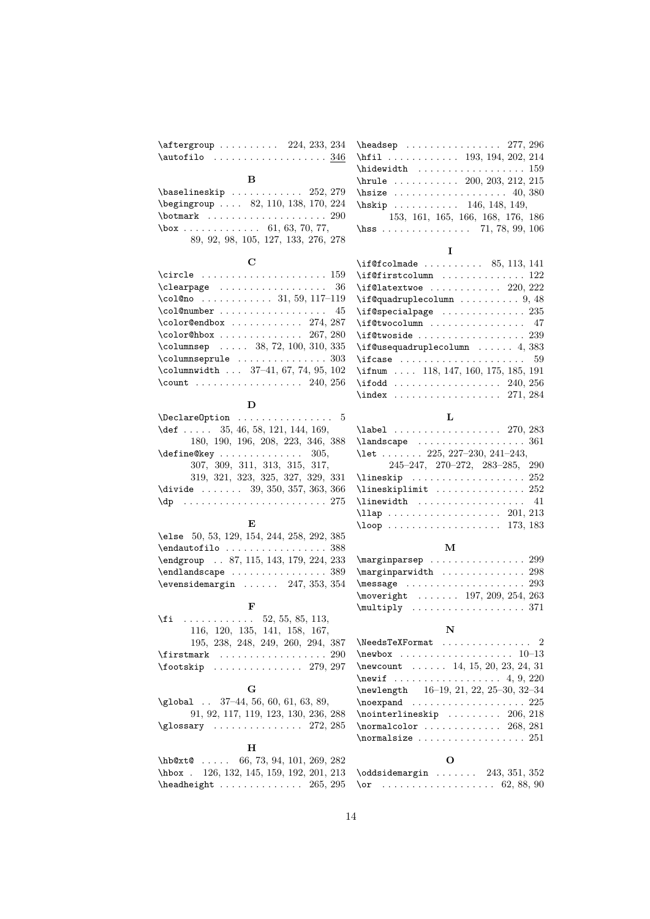\aftergroup . . . . . . . . . . 224, 233, 234
\autofilo . . . . . . . . . . . . . . . . . . . <u>346</u>

**B**

\baselineskip . . . . . . . . . . . 252, 279
\begingroup . . . . 82, 110, 138, 170, 224
\botmark . . . . . . . . . . . . . . . . . . . 290
\box . . . . . . . . . . . . 61, 63, 70, 77, 89, 92, 98, 105, 127, 133, 276, 278

**C**

\circle . . . . . . . . . . . . . . . . . . . . 159
\clearpage . . . . . . . . . . . . . . . . . 36
\col@no . . . . . . . . . . . . 31, 59, 117–119
\col@number . . . . . . . . . . . . . . . . . 45
\color@endbox . . . . . . . . . . . . 274, 287
\color@hbox . . . . . . . . . . . . . . 267, 280
\columnsep . . . . . 38, 72, 100, 310, 335
\columnseprule . . . . . . . . . . . . . . . 303
\columnwidth . . . 37–41, 67, 74, 95, 102
\count . . . . . . . . . . . . . . . . . . 240, 256

**D**

\DeclareOption . . . . . . . . . . . . . . . . 5
\def . . . . . 35, 46, 58, 121, 144, 169, 180, 190, 196, 208, 223, 346, 388
\define@key . . . . . . . . . . . . . . 305, 307, 309, 311, 313, 315, 317, 319, 321, 323, 325, 327, 329, 331
\divide . . . . . . . 39, 350, 357, 363, 366
\dp . . . . . . . . . . . . . . . . . . . . . . . . 275

**E**

\else 50, 53, 129, 154, 244, 258, 292, 385
\endautofilo . . . . . . . . . . . . . . . . . 388
\endgroup . . 87, 115, 143, 179, 224, 233
\endlandscape . . . . . . . . . . . . . . . . 389
\evensidemargin . . . . . . 247, 353, 354

**F**

\fi . . . . . . . . . . . . 52, 55, 85, 113, 116, 120, 135, 141, 158, 167, 195, 238, 248, 249, 260, 294, 387
\firstmark . . . . . . . . . . . . . . . . . . 290
\footskip . . . . . . . . . . . . . . . 279, 297

**G**

\global . . 37–44, 56, 60, 61, 63, 89, 91, 92, 117, 119, 123, 130, 236, 288
\glossary . . . . . . . . . . . . . . . 272, 285

**H**

\hb@xt@ . . . . . 66, 73, 94, 101, 269, 282
\hbox . 126, 132, 145, 159, 192, 201, 213
\headheight . . . . . . . . . . . . . . 265, 295
\headsep . . . . . . . . . . . . . . . . 277, 296
\hfil . . . . . . . . . . . . 193, 194, 202, 214
\hidewidth . . . . . . . . . . . . . . . . . . 159
\hrule . . . . . . . . . . . 200, 203, 212, 215
\hsize . . . . . . . . . . . . . . . . . . . 40, 380
\hskip . . . . . . . . . . . 146, 148, 149, 153, 161, 165, 166, 168, 176, 186
\hss . . . . . . . . . . . . . . . 71, 78, 99, 106

**I**

\if@fcolmade . . . . . . . . . . 85, 113, 141
\if@firstcolumn . . . . . . . . . . . . . . 122
\if@latextwoe . . . . . . . . . . . . 220, 222
\if@quadruplecolumn . . . . . . . . . . 9, 48
\if@specialpage . . . . . . . . . . . . . . 235
\if@twocolumn . . . . . . . . . . . . . . . . 47
\if@twoside . . . . . . . . . . . . . . . . . . 239
\if@usequadruplecolumn . . . . . . 4, 383
\ifcase . . . . . . . . . . . . . . . . . . . . . 59
\ifnum . . . . 118, 147, 160, 175, 185, 191
\ifodd . . . . . . . . . . . . . . . . . . 240, 256
\index . . . . . . . . . . . . . . . . . . 271, 284

**L**

\label . . . . . . . . . . . . . . . . . . 270, 283
\landscape . . . . . . . . . . . . . . . . . . 361
\let . . . . . . . 225, 227–230, 241–243, 245–247, 270–272, 283–285, 290
\lineskip . . . . . . . . . . . . . . . . . . . 252
\lineskiplimit . . . . . . . . . . . . . . . 252
\linewidth . . . . . . . . . . . . . . . . . . 41
\llap . . . . . . . . . . . . . . . . . . . 201, 213
\loop . . . . . . . . . . . . . . . . . . . 173, 183

**M**

\marginparsep . . . . . . . . . . . . . . . . 299
\marginparwidth . . . . . . . . . . . . . . 298
\message . . . . . . . . . . . . . . . . . . . . 293
\moveright . . . . . . . 197, 209, 254, 263
\multiply . . . . . . . . . . . . . . . . . . . 371

**N**

\NeedsTeXFormat . . . . . . . . . . . . . . . 2
\newbox . . . . . . . . . . . . . . . . . . . 10–13
\newcount . . . . . . 14, 15, 20, 23, 24, 31
\newif . . . . . . . . . . . . . . . . . . 4, 9, 220
\newlength 16–19, 21, 22, 25–30, 32–34
\noexpand . . . . . . . . . . . . . . . . . . . 225
\nointerlineskip . . . . . . . . . 206, 218
\normalcolor . . . . . . . . . . . . . 268, 281
\normalsize . . . . . . . . . . . . . . . . . . 251

**O**

\oddsidemargin . . . . . . . 243, 351, 352
\or . . . . . . . . . . . . . . . . . . . 62, 88, 90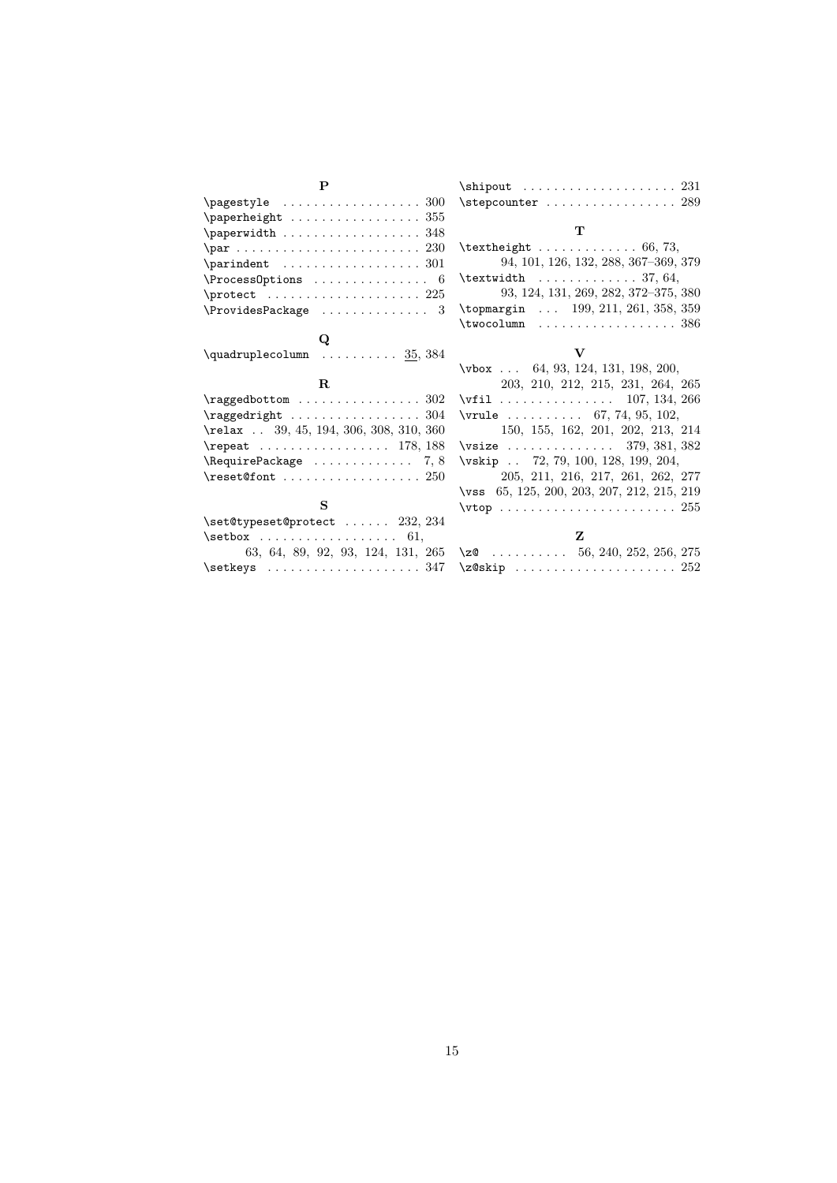**P**

\pagestyle . . . . . . . . . . . . . . . . . . 300
\paperheight . . . . . . . . . . . . . . . . . 355
\paperwidth . . . . . . . . . . . . . . . . . . 348
\par . . . . . . . . . . . . . . . . . . . . . . . . 230
\parindent . . . . . . . . . . . . . . . . . . 301
\ProcessOptions . . . . . . . . . . . . . . . 6
\protect . . . . . . . . . . . . . . . . . . . . 225
\ProvidesPackage . . . . . . . . . . . . . . 3

**Q**

\quadruplecolumn . . . . . . . . . . <u>35</u>, 384

**R**

\raggedbottom . . . . . . . . . . . . . . . . 302
\raggedright . . . . . . . . . . . . . . . . . 304
\relax . . 39, 45, 194, 306, 308, 310, 360
\repeat . . . . . . . . . . . . . . . . . 178, 188
\RequirePackage . . . . . . . . . . . . . 7, 8
\reset@font . . . . . . . . . . . . . . . . . . 250

**S**

\set@typeset@protect . . . . . . 232, 234
\setbox . . . . . . . . . . . . . . . . . . 61, 63, 64, 89, 92, 93, 124, 131, 265
\setkeys . . . . . . . . . . . . . . . . . . . . 347
\shipout . . . . . . . . . . . . . . . . . . . . 231
\stepcounter . . . . . . . . . . . . . . . . . 289

**T**

\textheight . . . . . . . . . . . . . 66, 73, 94, 101, 126, 132, 288, 367–369, 379
\textwidth . . . . . . . . . . . . . 37, 64, 93, 124, 131, 269, 282, 372–375, 380
\topmargin . . . 199, 211, 261, 358, 359
\twocolumn . . . . . . . . . . . . . . . . . . 386

**V**

\vbox . . . 64, 93, 124, 131, 198, 200, 203, 210, 212, 215, 231, 264, 265
\vfil . . . . . . . . . . . . . . . 107, 134, 266
\vrule . . . . . . . . . . 67, 74, 95, 102, 150, 155, 162, 201, 202, 213, 214
\vsize . . . . . . . . . . . . . . 379, 381, 382
\vskip . . 72, 79, 100, 128, 199, 204, 205, 211, 216, 217, 261, 262, 277
\vss 65, 125, 200, 203, 207, 212, 215, 219
\vtop . . . . . . . . . . . . . . . . . . . . . . . 255

**Z**

\z@ . . . . . . . . . . 56, 240, 252, 256, 275
\z@skip . . . . . . . . . . . . . . . . . . . . . 252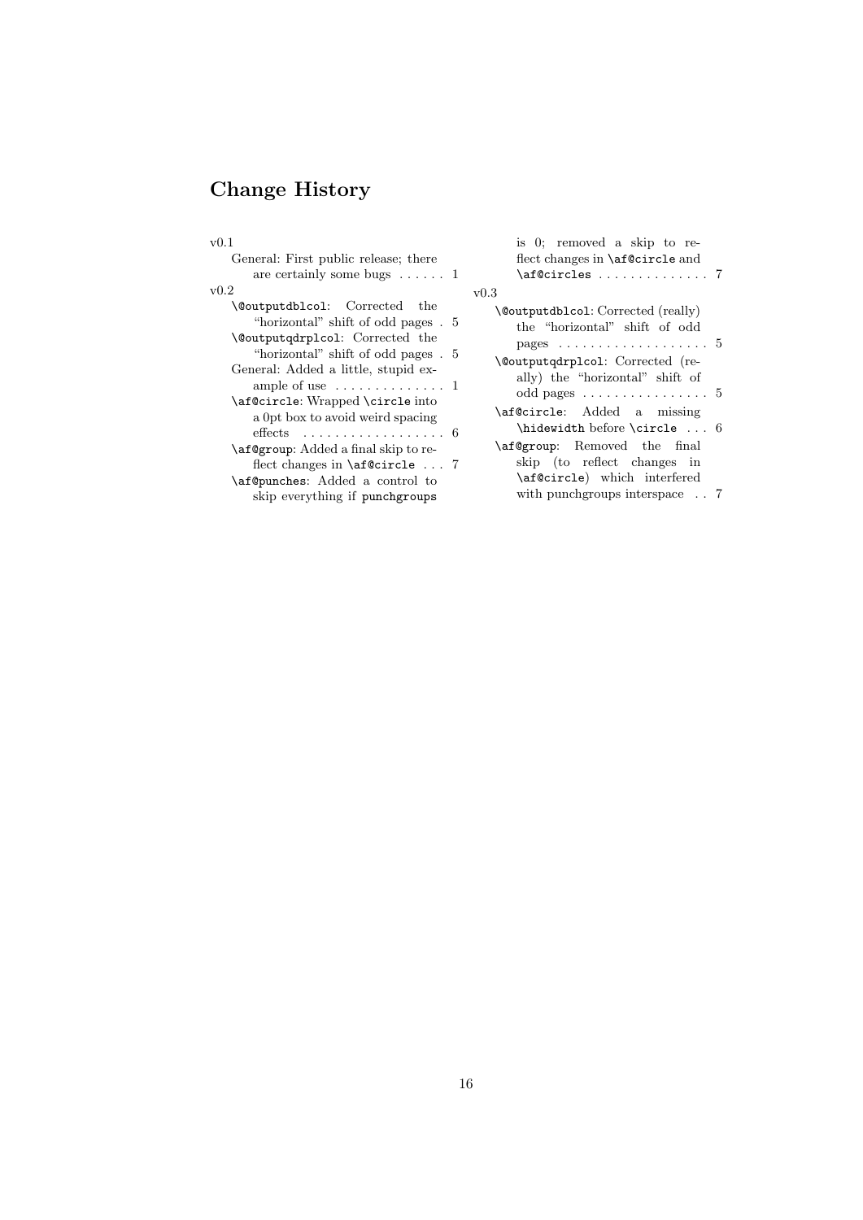# Change History

v0.1

- General: First public release; there are certainly some bugs . . . . . . 1

v0.2

- `\@outputdblcol`: Corrected the "horizontal" shift of odd pages . 5
- `\@outputqdrplcol`: Corrected the "horizontal" shift of odd pages . 5
- General: Added a little, stupid example of use . . . . . . . . . . . . . . 1
- `\af@circle`: Wrapped `\circle` into a 0pt box to avoid weird spacing effects . . . . . . . . . . . . . . . . . . 6
- `\af@group`: Added a final skip to reflect changes in `\af@circle` . . . 7
- `\af@punches`: Added a control to skip everything if `punchgroups` is 0; removed a skip to reflect changes in `\af@circle` and `\af@circles` . . . . . . . . . . . . . . 7

v0.3

- `\@outputdblcol`: Corrected (really) the "horizontal" shift of odd pages . . . . . . . . . . . . . . . . . . . 5
- `\@outputqdrplcol`: Corrected (really) the "horizontal" shift of odd pages . . . . . . . . . . . . . . . . 5
- `\af@circle`: Added a missing `\hidewidth` before `\circle` . . . 6
- `\af@group`: Removed the final skip (to reflect changes in `\af@circle`) which interfered with punchgroups interspace . . 7